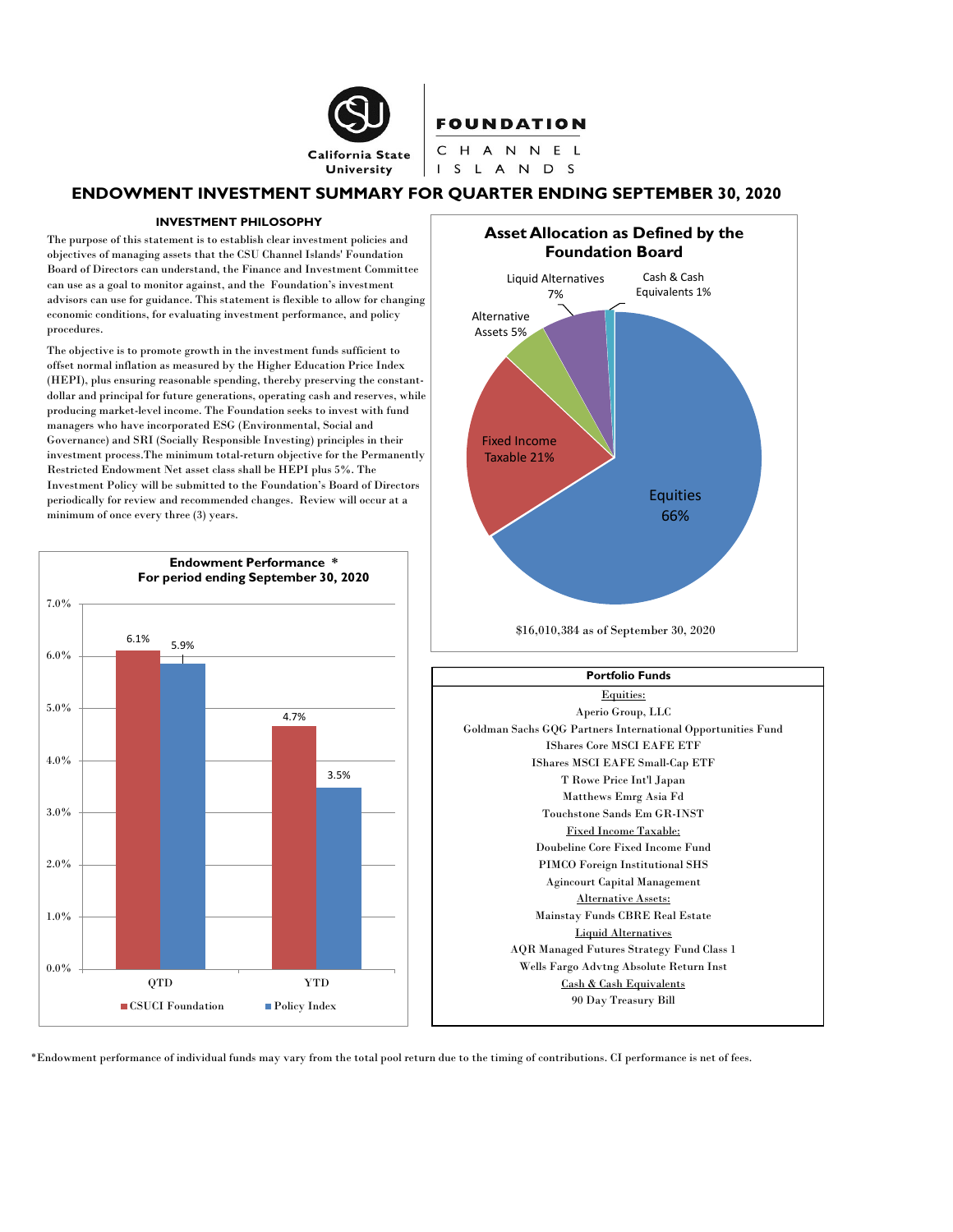California State University | FOUNDATION CHANNEL ISLANDS

# ENDOWMENT INVESTMENT SUMMARY FOR QUARTER ENDING SEPTEMBER 30, 2020

## INVESTMENT PHILOSOPHY

The purpose of this statement is to establish clear investment policies and objectives of managing assets that the CSU Channel Islands' Foundation Board of Directors can understand, the Finance and Investment Committee can use as a goal to monitor against, and the Foundation's investment advisors can use for guidance. This statement is flexible to allow for changing economic conditions, for evaluating investment performance, and policy procedures.

The objective is to promote growth in the investment funds sufficient to offset normal inflation as measured by the Higher Education Price Index (HEPI), plus ensuring reasonable spending, thereby preserving the constant-dollar and principal for future generations, operating cash and reserves, while producing market-level income. The Foundation seeks to invest with fund managers who have incorporated ESG (Environmental, Social and Governance) and SRI (Socially Responsible Investing) principles in their investment process.The minimum total-return objective for the Permanently Restricted Endowment Net asset class shall be HEPI plus 5%. The Investment Policy will be submitted to the Foundation's Board of Directors periodically for review and recommended changes. Review will occur at a minimum of once every three (3) years.

**Endowment Performance \***
**For period ending September 30, 2020**

7.0%
6.0%
5.0%
4.0%
3.0%
2.0%
1.0%
0.0%

QTD: 6.1% 5.9%
YTD: 4.7% 3.5%

CSUCI Foundation
Policy Index

**Asset Allocation as Defined by the Foundation Board**

Equities 66%
Fixed Income Taxable 21%
Alternative Assets 5%
Liquid Alternatives 7%
Cash & Cash Equivalents 1%

$16,010,384 as of September 30, 2020

**Portfolio Funds**

Equities:
Aperio Group, LLC
Goldman Sachs GQG Partners International Opportunities Fund
IShares Core MSCI EAFE ETF
IShares MSCI EAFE Small-Cap ETF
T Rowe Price Int'l Japan
Matthews Emrg Asia Fd
Touchstone Sands Em GR-INST

Fixed Income Taxable:
Doubeline Core Fixed Income Fund
PIMCO Foreign Institutional SHS
Agincourt Capital Management

Alternative Assets:
Mainstay Funds CBRE Real Estate

Liquid Alternatives
AQR Managed Futures Strategy Fund Class 1
Wells Fargo Advtng Absolute Return Inst

Cash & Cash Equivalents
90 Day Treasury Bill

*Endowment performance of individual funds may vary from the total pool return due to the timing of contributions. CI performance is net of fees.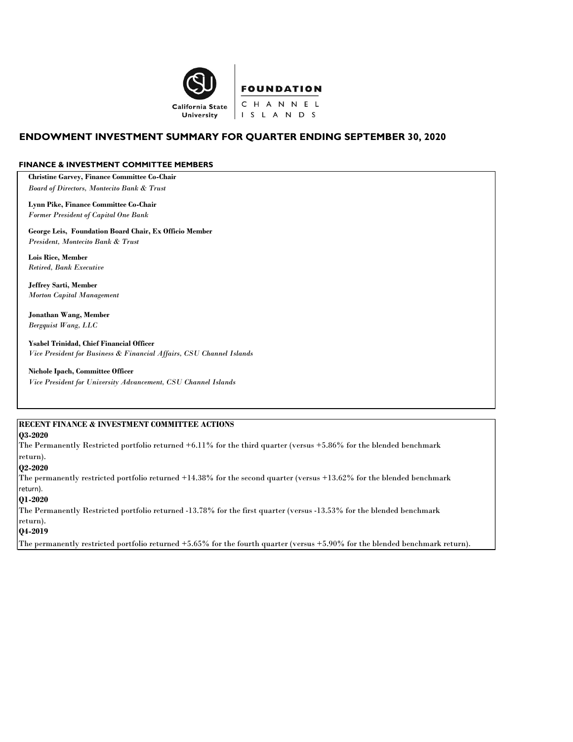California State University | FOUNDATION CHANNEL ISLANDS

# ENDOWMENT INVESTMENT SUMMARY FOR QUARTER ENDING SEPTEMBER 30, 2020

## FINANCE & INVESTMENT COMMITTEE MEMBERS

**Christine Garvey, Finance Committee Co-Chair**
*Board of Directors, Montecito Bank & Trust*

**Lynn Pike, Finance Committee Co-Chair**
*Former President of Capital One Bank*

**George Leis, Foundation Board Chair, Ex Officio Member**
*President, Montecito Bank & Trust*

**Lois Rice, Member**
*Retired, Bank Executive*

**Jeffrey Sarti, Member**
*Morton Capital Management*

**Jonathan Wang, Member**
*Bergquist Wang, LLC*

**Ysabel Trinidad, Chief Financial Officer**
*Vice President for Business & Financial Affairs, CSU Channel Islands*

**Nichole Ipach, Committee Officer**
*Vice President for University Advancement, CSU Channel Islands*

## RECENT FINANCE & INVESTMENT COMMITTEE ACTIONS

**Q3-2020**

The Permanently Restricted portfolio returned +6.11% for the third quarter (versus +5.86% for the blended benchmark return).

**Q2-2020**

The permanently restricted portfolio returned +14.38% for the second quarter (versus +13.62% for the blended benchmark return).

**Q1-2020**

The Permanently Restricted portfolio returned -13.78% for the first quarter (versus -13.53% for the blended benchmark return).

**Q4-2019**

The permanently restricted portfolio returned +5.65% for the fourth quarter (versus +5.90% for the blended benchmark return).